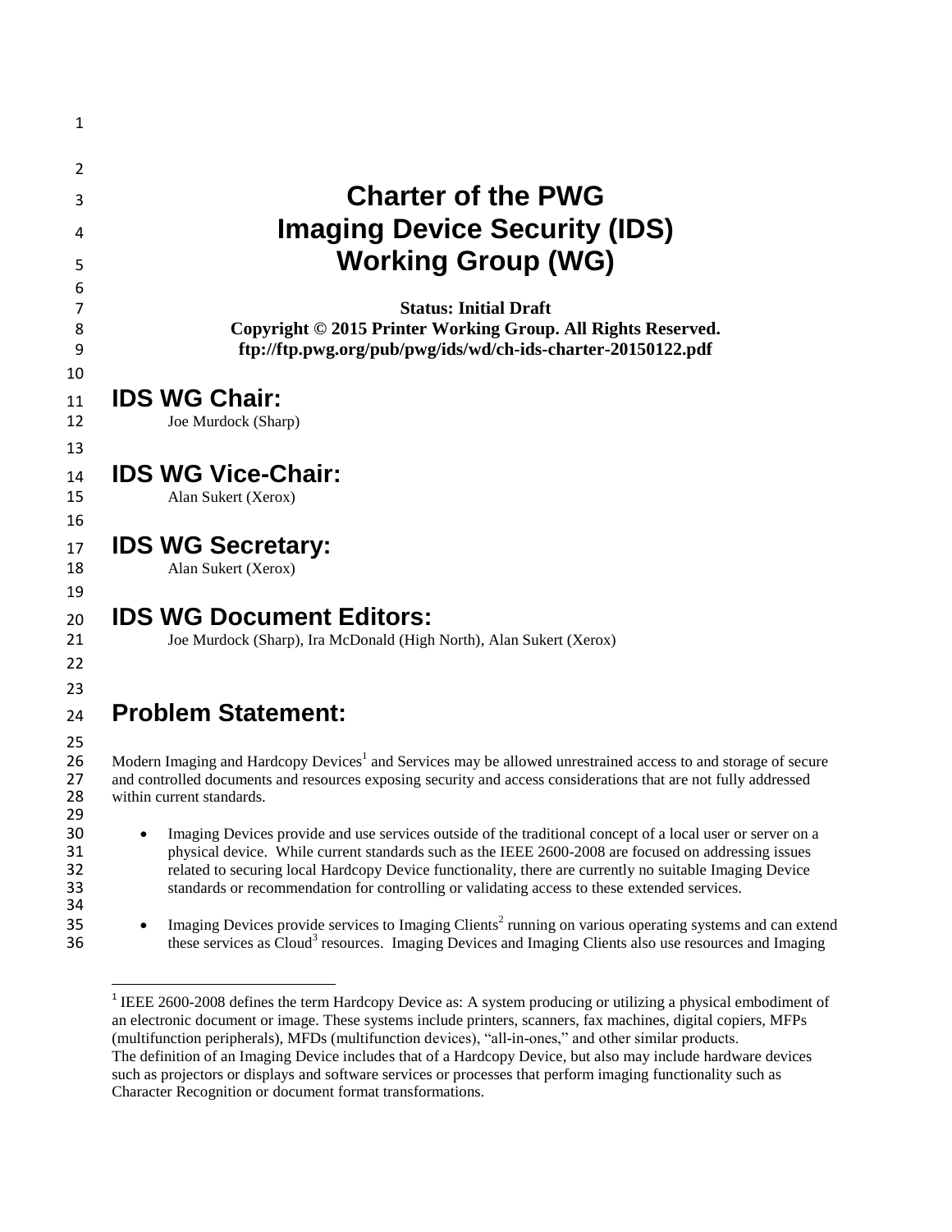# Charter of the PWG Imaging Device Security (IDS) Working Group (WG)

**Status: Initial Draft**
**Copyright © 2015 Printer Working Group. All Rights Reserved.**
**ftp://ftp.pwg.org/pub/pwg/ids/wd/ch-ids-charter-20150122.pdf**

## IDS WG Chair:

Joe Murdock (Sharp)

## IDS WG Vice-Chair:

Alan Sukert (Xerox)

## IDS WG Secretary:

Alan Sukert (Xerox)

## IDS WG Document Editors:

Joe Murdock (Sharp), Ira McDonald (High North), Alan Sukert (Xerox)

## Problem Statement:

Modern Imaging and Hardcopy Devices[1] and Services may be allowed unrestrained access to and storage of secure and controlled documents and resources exposing security and access considerations that are not fully addressed within current standards.

- Imaging Devices provide and use services outside of the traditional concept of a local user or server on a physical device. While current standards such as the IEEE 2600-2008 are focused on addressing issues related to securing local Hardcopy Device functionality, there are currently no suitable Imaging Device standards or recommendation for controlling or validating access to these extended services.

- Imaging Devices provide services to Imaging Clients[2] running on various operating systems and can extend these services as Cloud[3] resources. Imaging Devices and Imaging Clients also use resources and Imaging

---

[1] IEEE 2600-2008 defines the term Hardcopy Device as: A system producing or utilizing a physical embodiment of an electronic document or image. These systems include printers, scanners, fax machines, digital copiers, MFPs (multifunction peripherals), MFDs (multifunction devices), "all-in-ones," and other similar products.
The definition of an Imaging Device includes that of a Hardcopy Device, but also may include hardware devices such as projectors or displays and software services or processes that perform imaging functionality such as Character Recognition or document format transformations.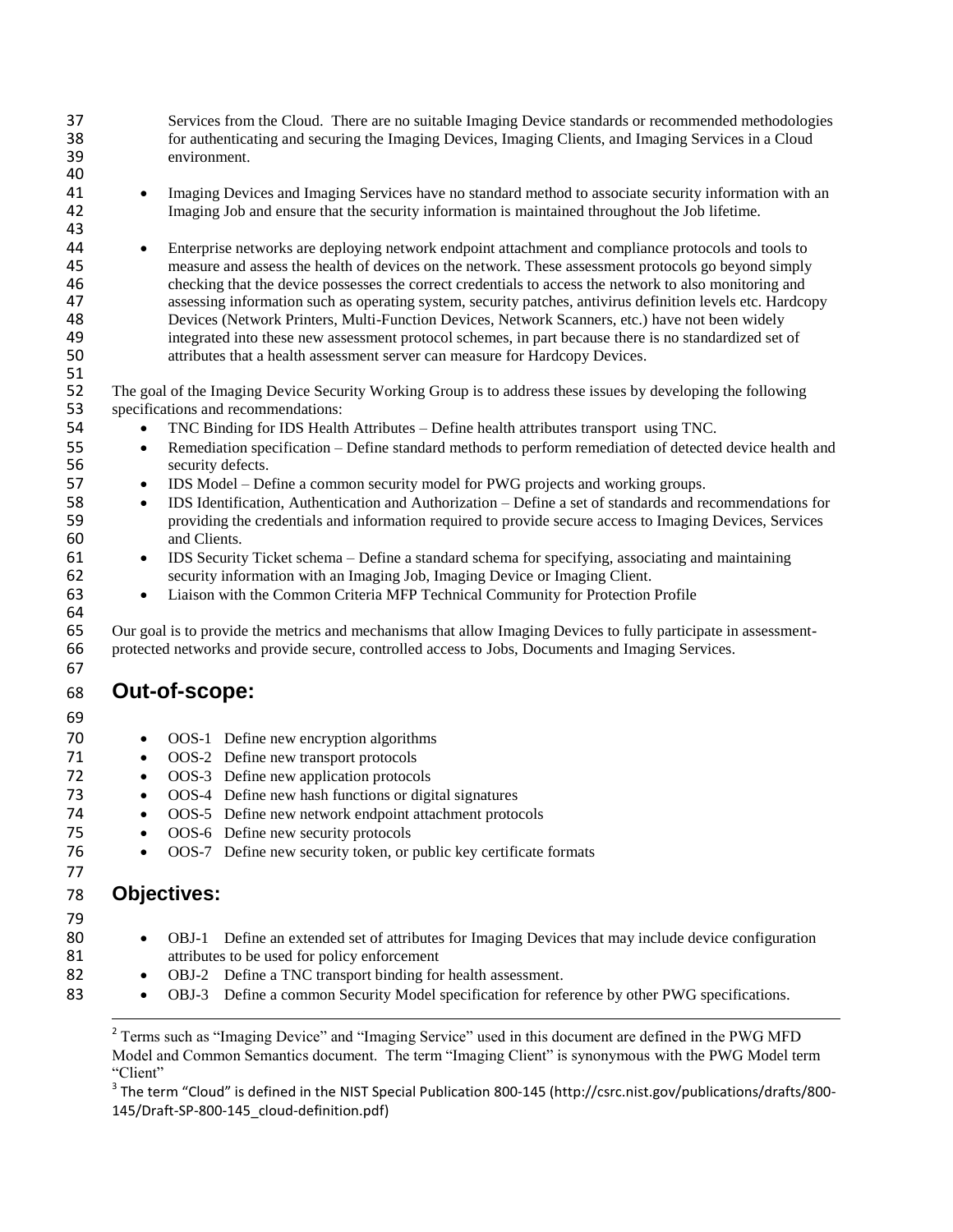Services from the Cloud. There are no suitable Imaging Device standards or recommended methodologies for authenticating and securing the Imaging Devices, Imaging Clients, and Imaging Services in a Cloud environment.

- Imaging Devices and Imaging Services have no standard method to associate security information with an Imaging Job and ensure that the security information is maintained throughout the Job lifetime.

- Enterprise networks are deploying network endpoint attachment and compliance protocols and tools to measure and assess the health of devices on the network. These assessment protocols go beyond simply checking that the device possesses the correct credentials to access the network to also monitoring and assessing information such as operating system, security patches, antivirus definition levels etc. Hardcopy Devices (Network Printers, Multi-Function Devices, Network Scanners, etc.) have not been widely integrated into these new assessment protocol schemes, in part because there is no standardized set of attributes that a health assessment server can measure for Hardcopy Devices.

The goal of the Imaging Device Security Working Group is to address these issues by developing the following specifications and recommendations:

- TNC Binding for IDS Health Attributes – Define health attributes transport using TNC.
- Remediation specification – Define standard methods to perform remediation of detected device health and security defects.
- IDS Model – Define a common security model for PWG projects and working groups.
- IDS Identification, Authentication and Authorization – Define a set of standards and recommendations for providing the credentials and information required to provide secure access to Imaging Devices, Services and Clients.
- IDS Security Ticket schema – Define a standard schema for specifying, associating and maintaining security information with an Imaging Job, Imaging Device or Imaging Client.
- Liaison with the Common Criteria MFP Technical Community for Protection Profile

Our goal is to provide the metrics and mechanisms that allow Imaging Devices to fully participate in assessment-protected networks and provide secure, controlled access to Jobs, Documents and Imaging Services.

## Out-of-scope:

- OOS-1 Define new encryption algorithms
- OOS-2 Define new transport protocols
- OOS-3 Define new application protocols
- OOS-4 Define new hash functions or digital signatures
- OOS-5 Define new network endpoint attachment protocols
- OOS-6 Define new security protocols
- OOS-7 Define new security token, or public key certificate formats

## Objectives:

- OBJ-1 Define an extended set of attributes for Imaging Devices that may include device configuration attributes to be used for policy enforcement
- OBJ-2 Define a TNC transport binding for health assessment.
- OBJ-3 Define a common Security Model specification for reference by other PWG specifications.

---

[2] Terms such as "Imaging Device" and "Imaging Service" used in this document are defined in the PWG MFD Model and Common Semantics document. The term "Imaging Client" is synonymous with the PWG Model term "Client"

[3] The term "Cloud" is defined in the NIST Special Publication 800-145 (http://csrc.nist.gov/publications/drafts/800-145/Draft-SP-800-145_cloud-definition.pdf)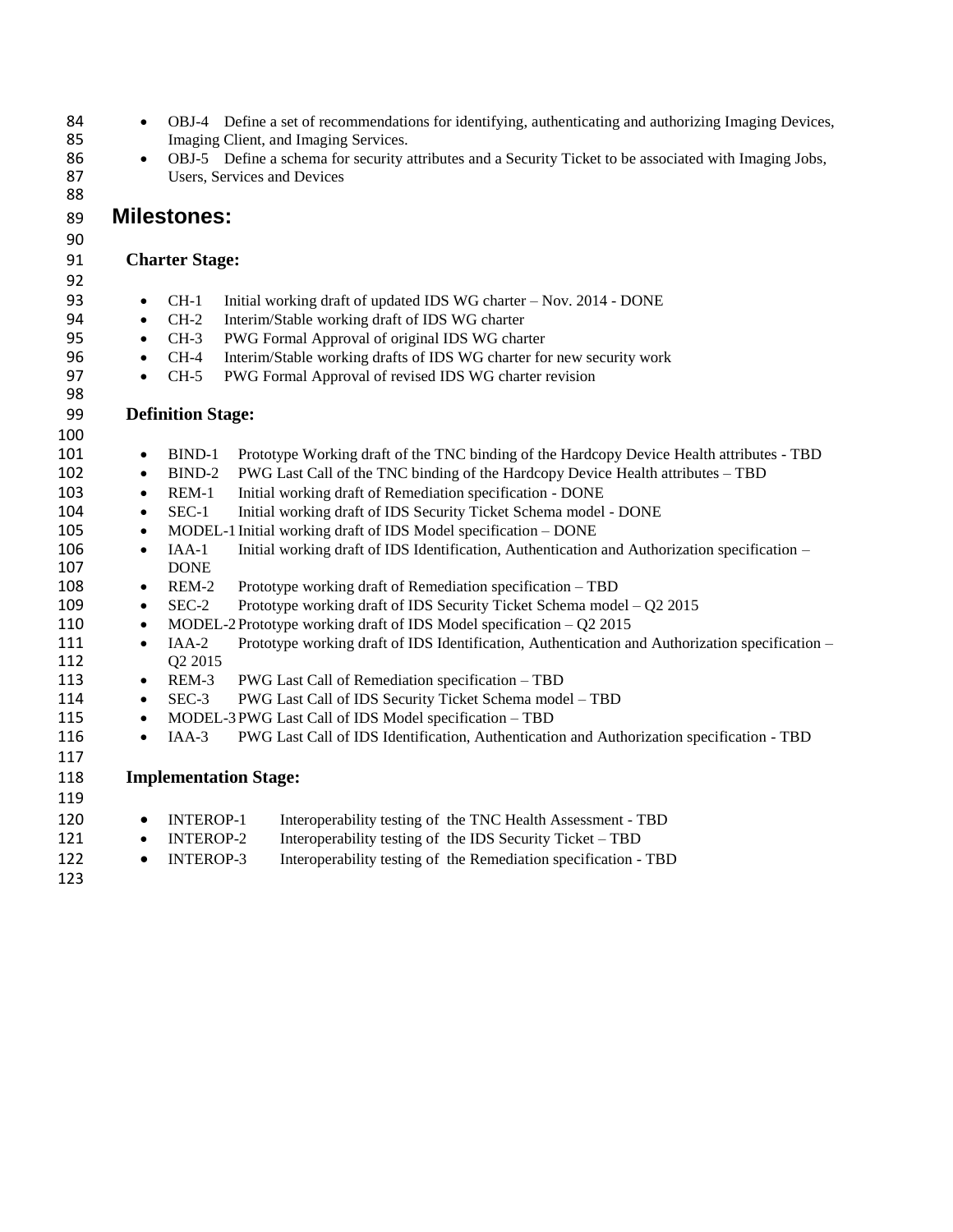- OBJ-4 Define a set of recommendations for identifying, authenticating and authorizing Imaging Devices, Imaging Client, and Imaging Services.
- OBJ-5 Define a schema for security attributes and a Security Ticket to be associated with Imaging Jobs, Users, Services and Devices

## Milestones:

### Charter Stage:

- CH-1 Initial working draft of updated IDS WG charter – Nov. 2014 - DONE
- CH-2 Interim/Stable working draft of IDS WG charter
- CH-3 PWG Formal Approval of original IDS WG charter
- CH-4 Interim/Stable working drafts of IDS WG charter for new security work
- CH-5 PWG Formal Approval of revised IDS WG charter revision

### Definition Stage:

- BIND-1 Prototype Working draft of the TNC binding of the Hardcopy Device Health attributes - TBD
- BIND-2 PWG Last Call of the TNC binding of the Hardcopy Device Health attributes – TBD
- REM-1 Initial working draft of Remediation specification - DONE
- SEC-1 Initial working draft of IDS Security Ticket Schema model - DONE
- MODEL-1 Initial working draft of IDS Model specification – DONE
- IAA-1 Initial working draft of IDS Identification, Authentication and Authorization specification – DONE
- REM-2 Prototype working draft of Remediation specification – TBD
- SEC-2 Prototype working draft of IDS Security Ticket Schema model – Q2 2015
- MODEL-2 Prototype working draft of IDS Model specification – Q2 2015
- IAA-2 Prototype working draft of IDS Identification, Authentication and Authorization specification – Q2 2015
- REM-3 PWG Last Call of Remediation specification – TBD
- SEC-3 PWG Last Call of IDS Security Ticket Schema model – TBD
- MODEL-3 PWG Last Call of IDS Model specification – TBD
- IAA-3 PWG Last Call of IDS Identification, Authentication and Authorization specification - TBD

### Implementation Stage:

- INTEROP-1 Interoperability testing of the TNC Health Assessment - TBD
- INTEROP-2 Interoperability testing of the IDS Security Ticket – TBD
- INTEROP-3 Interoperability testing of the Remediation specification - TBD